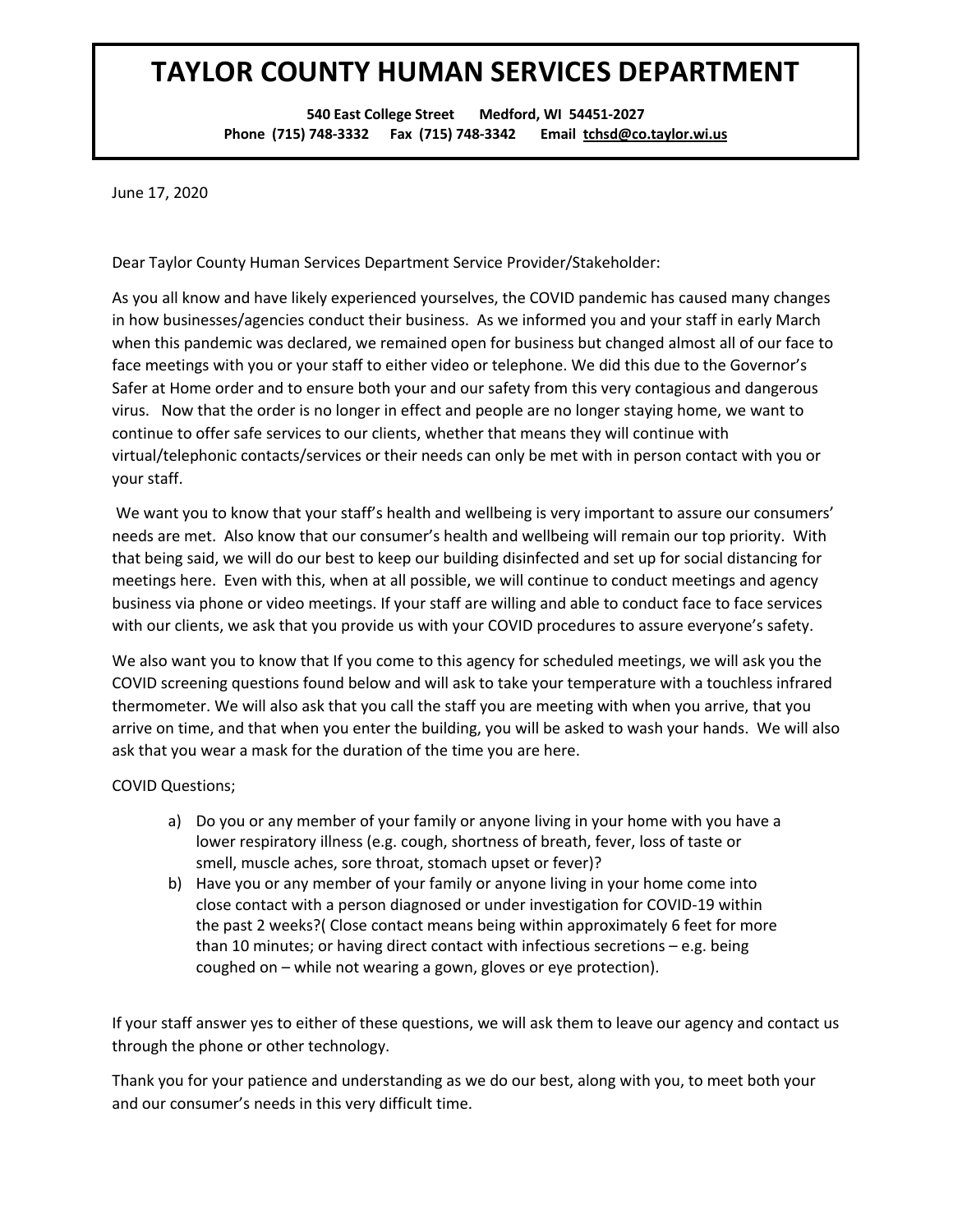# TAYLOR COUNTY HUMAN SERVICES DEPARTMENT

**540 East College Street Medford, WI 54451-2027**
**Phone (715) 748-3332 Fax (715) 748-3342 Email tchsd@co.taylor.wi.us**

June 17, 2020

Dear Taylor County Human Services Department Service Provider/Stakeholder:

As you all know and have likely experienced yourselves, the COVID pandemic has caused many changes in how businesses/agencies conduct their business. As we informed you and your staff in early March when this pandemic was declared, we remained open for business but changed almost all of our face to face meetings with you or your staff to either video or telephone. We did this due to the Governor's Safer at Home order and to ensure both your and our safety from this very contagious and dangerous virus. Now that the order is no longer in effect and people are no longer staying home, we want to continue to offer safe services to our clients, whether that means they will continue with virtual/telephonic contacts/services or their needs can only be met with in person contact with you or your staff.

We want you to know that your staff's health and wellbeing is very important to assure our consumers' needs are met. Also know that our consumer's health and wellbeing will remain our top priority. With that being said, we will do our best to keep our building disinfected and set up for social distancing for meetings here. Even with this, when at all possible, we will continue to conduct meetings and agency business via phone or video meetings. If your staff are willing and able to conduct face to face services with our clients, we ask that you provide us with your COVID procedures to assure everyone's safety.

We also want you to know that If you come to this agency for scheduled meetings, we will ask you the COVID screening questions found below and will ask to take your temperature with a touchless infrared thermometer. We will also ask that you call the staff you are meeting with when you arrive, that you arrive on time, and that when you enter the building, you will be asked to wash your hands. We will also ask that you wear a mask for the duration of the time you are here.

COVID Questions;

a) Do you or any member of your family or anyone living in your home with you have a lower respiratory illness (e.g. cough, shortness of breath, fever, loss of taste or smell, muscle aches, sore throat, stomach upset or fever)?
b) Have you or any member of your family or anyone living in your home come into close contact with a person diagnosed or under investigation for COVID-19 within the past 2 weeks?( Close contact means being within approximately 6 feet for more than 10 minutes; or having direct contact with infectious secretions – e.g. being coughed on – while not wearing a gown, gloves or eye protection).

If your staff answer yes to either of these questions, we will ask them to leave our agency and contact us through the phone or other technology.

Thank you for your patience and understanding as we do our best, along with you, to meet both your and our consumer's needs in this very difficult time.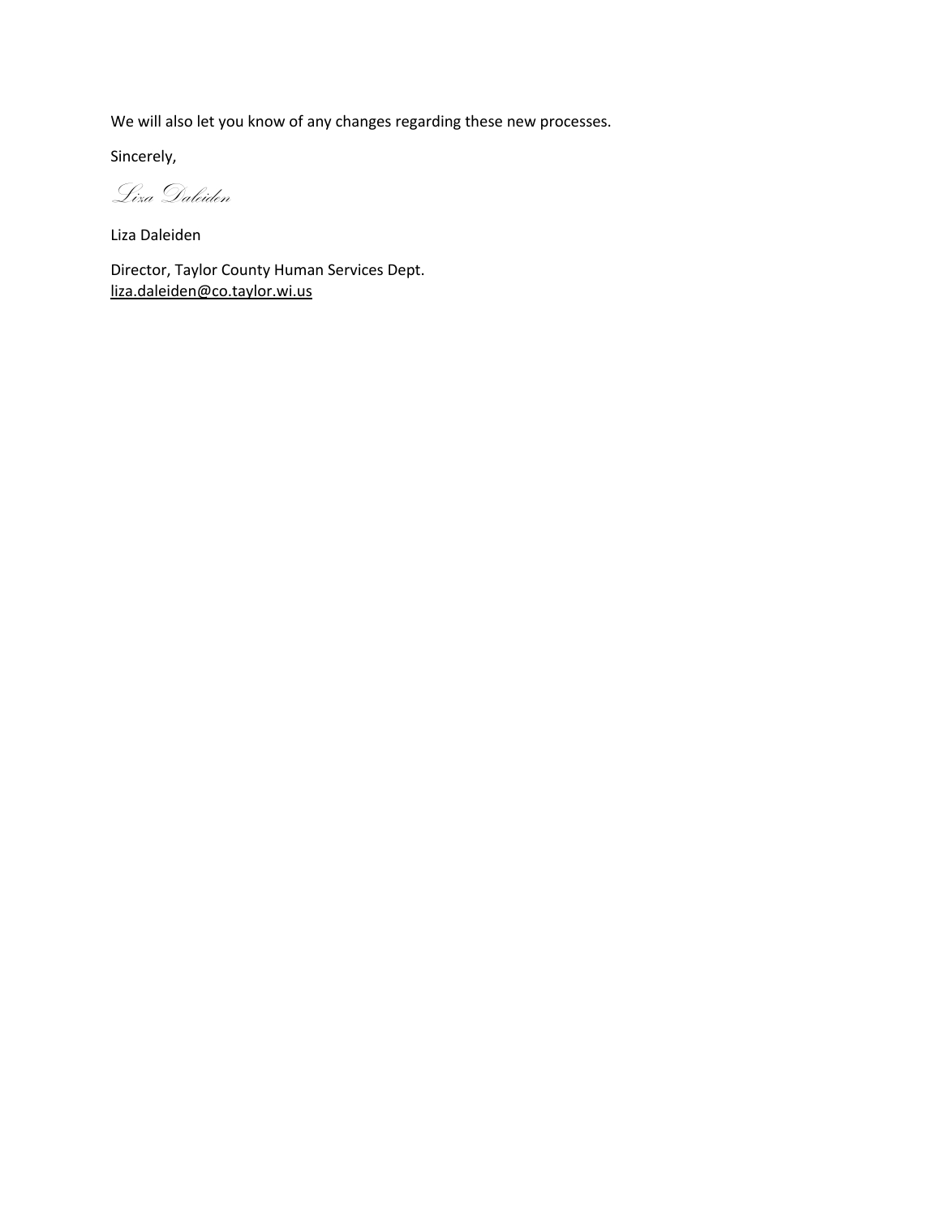We will also let you know of any changes regarding these new processes.

Sincerely,

*Liza Daleiden*

Liza Daleiden

Director, Taylor County Human Services Dept.
liza.daleiden@co.taylor.wi.us